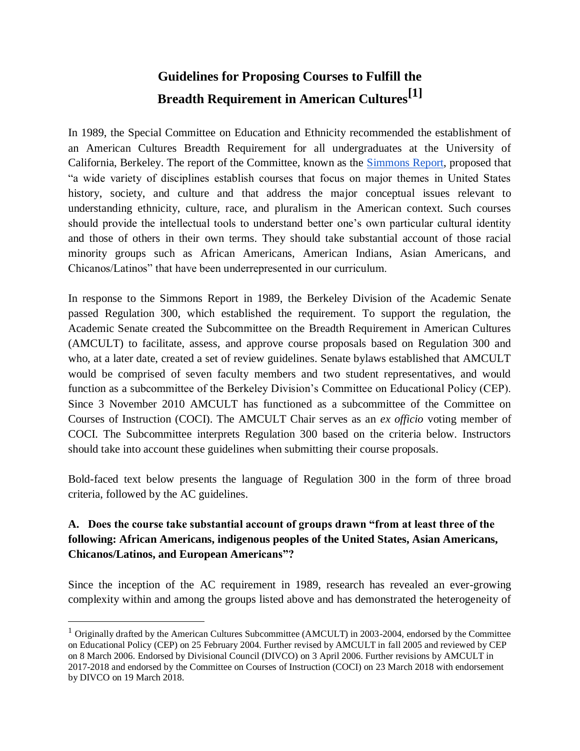# Guidelines for Proposing Courses to Fulfill the Breadth Requirement in American Cultures[1]

In 1989, the Special Committee on Education and Ethnicity recommended the establishment of an American Cultures Breadth Requirement for all undergraduates at the University of California, Berkeley. The report of the Committee, known as the Simmons Report, proposed that "a wide variety of disciplines establish courses that focus on major themes in United States history, society, and culture and that address the major conceptual issues relevant to understanding ethnicity, culture, race, and pluralism in the American context. Such courses should provide the intellectual tools to understand better one's own particular cultural identity and those of others in their own terms. They should take substantial account of those racial minority groups such as African Americans, American Indians, Asian Americans, and Chicanos/Latinos" that have been underrepresented in our curriculum.

In response to the Simmons Report in 1989, the Berkeley Division of the Academic Senate passed Regulation 300, which established the requirement. To support the regulation, the Academic Senate created the Subcommittee on the Breadth Requirement in American Cultures (AMCULT) to facilitate, assess, and approve course proposals based on Regulation 300 and who, at a later date, created a set of review guidelines. Senate bylaws established that AMCULT would be comprised of seven faculty members and two student representatives, and would function as a subcommittee of the Berkeley Division's Committee on Educational Policy (CEP). Since 3 November 2010 AMCULT has functioned as a subcommittee of the Committee on Courses of Instruction (COCI). The AMCULT Chair serves as an *ex officio* voting member of COCI. The Subcommittee interprets Regulation 300 based on the criteria below. Instructors should take into account these guidelines when submitting their course proposals.

Bold-faced text below presents the language of Regulation 300 in the form of three broad criteria, followed by the AC guidelines.

**A. Does the course take substantial account of groups drawn "from at least three of the following: African Americans, indigenous peoples of the United States, Asian Americans, Chicanos/Latinos, and European Americans"?**

Since the inception of the AC requirement in 1989, research has revealed an ever-growing complexity within and among the groups listed above and has demonstrated the heterogeneity of

[1] Originally drafted by the American Cultures Subcommittee (AMCULT) in 2003-2004, endorsed by the Committee on Educational Policy (CEP) on 25 February 2004. Further revised by AMCULT in fall 2005 and reviewed by CEP on 8 March 2006. Endorsed by Divisional Council (DIVCO) on 3 April 2006. Further revisions by AMCULT in 2017-2018 and endorsed by the Committee on Courses of Instruction (COCI) on 23 March 2018 with endorsement by DIVCO on 19 March 2018.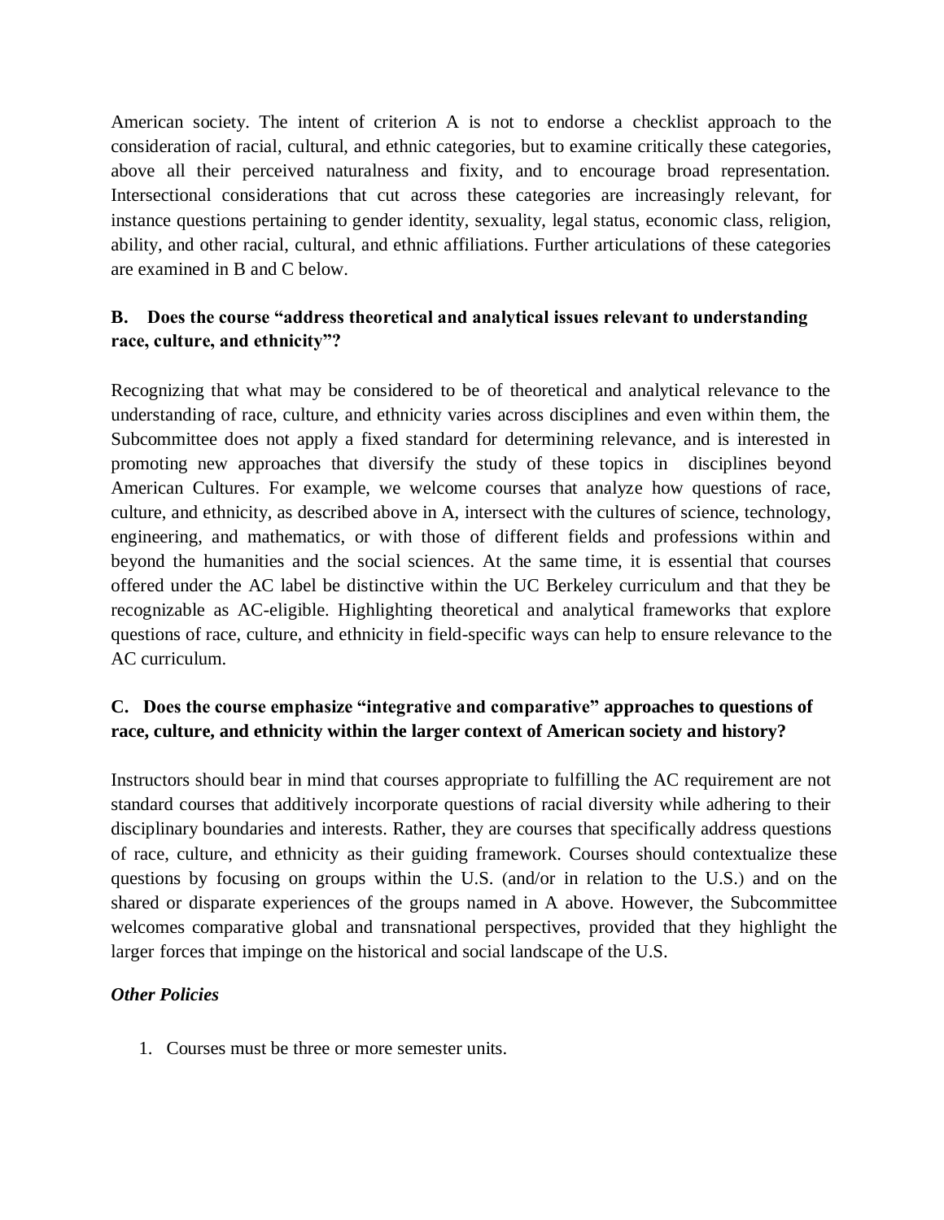American society. The intent of criterion A is not to endorse a checklist approach to the consideration of racial, cultural, and ethnic categories, but to examine critically these categories, above all their perceived naturalness and fixity, and to encourage broad representation. Intersectional considerations that cut across these categories are increasingly relevant, for instance questions pertaining to gender identity, sexuality, legal status, economic class, religion, ability, and other racial, cultural, and ethnic affiliations. Further articulations of these categories are examined in B and C below.

**B. Does the course "address theoretical and analytical issues relevant to understanding race, culture, and ethnicity"?**

Recognizing that what may be considered to be of theoretical and analytical relevance to the understanding of race, culture, and ethnicity varies across disciplines and even within them, the Subcommittee does not apply a fixed standard for determining relevance, and is interested in promoting new approaches that diversify the study of these topics in disciplines beyond American Cultures. For example, we welcome courses that analyze how questions of race, culture, and ethnicity, as described above in A, intersect with the cultures of science, technology, engineering, and mathematics, or with those of different fields and professions within and beyond the humanities and the social sciences. At the same time, it is essential that courses offered under the AC label be distinctive within the UC Berkeley curriculum and that they be recognizable as AC-eligible. Highlighting theoretical and analytical frameworks that explore questions of race, culture, and ethnicity in field-specific ways can help to ensure relevance to the AC curriculum.

**C. Does the course emphasize "integrative and comparative" approaches to questions of race, culture, and ethnicity within the larger context of American society and history?**

Instructors should bear in mind that courses appropriate to fulfilling the AC requirement are not standard courses that additively incorporate questions of racial diversity while adhering to their disciplinary boundaries and interests. Rather, they are courses that specifically address questions of race, culture, and ethnicity as their guiding framework. Courses should contextualize these questions by focusing on groups within the U.S. (and/or in relation to the U.S.) and on the shared or disparate experiences of the groups named in A above. However, the Subcommittee welcomes comparative global and transnational perspectives, provided that they highlight the larger forces that impinge on the historical and social landscape of the U.S.

***Other Policies***

1. Courses must be three or more semester units.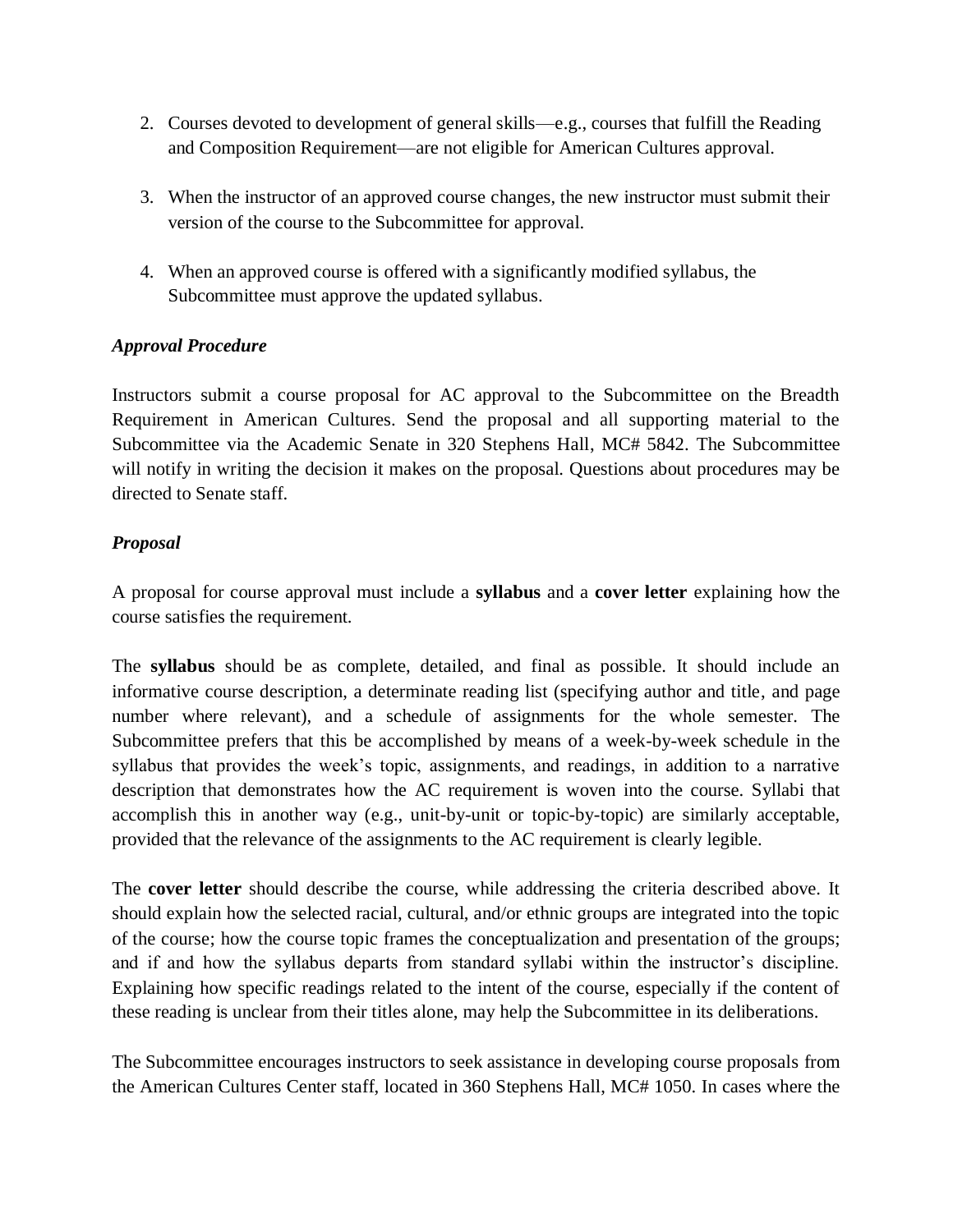2. Courses devoted to development of general skills—e.g., courses that fulfill the Reading and Composition Requirement—are not eligible for American Cultures approval.

3. When the instructor of an approved course changes, the new instructor must submit their version of the course to the Subcommittee for approval.

4. When an approved course is offered with a significantly modified syllabus, the Subcommittee must approve the updated syllabus.

***Approval Procedure***

Instructors submit a course proposal for AC approval to the Subcommittee on the Breadth Requirement in American Cultures. Send the proposal and all supporting material to the Subcommittee via the Academic Senate in 320 Stephens Hall, MC# 5842. The Subcommittee will notify in writing the decision it makes on the proposal. Questions about procedures may be directed to Senate staff.

***Proposal***

A proposal for course approval must include a **syllabus** and a **cover letter** explaining how the course satisfies the requirement.

The **syllabus** should be as complete, detailed, and final as possible. It should include an informative course description, a determinate reading list (specifying author and title, and page number where relevant), and a schedule of assignments for the whole semester. The Subcommittee prefers that this be accomplished by means of a week-by-week schedule in the syllabus that provides the week's topic, assignments, and readings, in addition to a narrative description that demonstrates how the AC requirement is woven into the course. Syllabi that accomplish this in another way (e.g., unit-by-unit or topic-by-topic) are similarly acceptable, provided that the relevance of the assignments to the AC requirement is clearly legible.

The **cover letter** should describe the course, while addressing the criteria described above. It should explain how the selected racial, cultural, and/or ethnic groups are integrated into the topic of the course; how the course topic frames the conceptualization and presentation of the groups; and if and how the syllabus departs from standard syllabi within the instructor's discipline. Explaining how specific readings related to the intent of the course, especially if the content of these reading is unclear from their titles alone, may help the Subcommittee in its deliberations.

The Subcommittee encourages instructors to seek assistance in developing course proposals from the American Cultures Center staff, located in 360 Stephens Hall, MC# 1050. In cases where the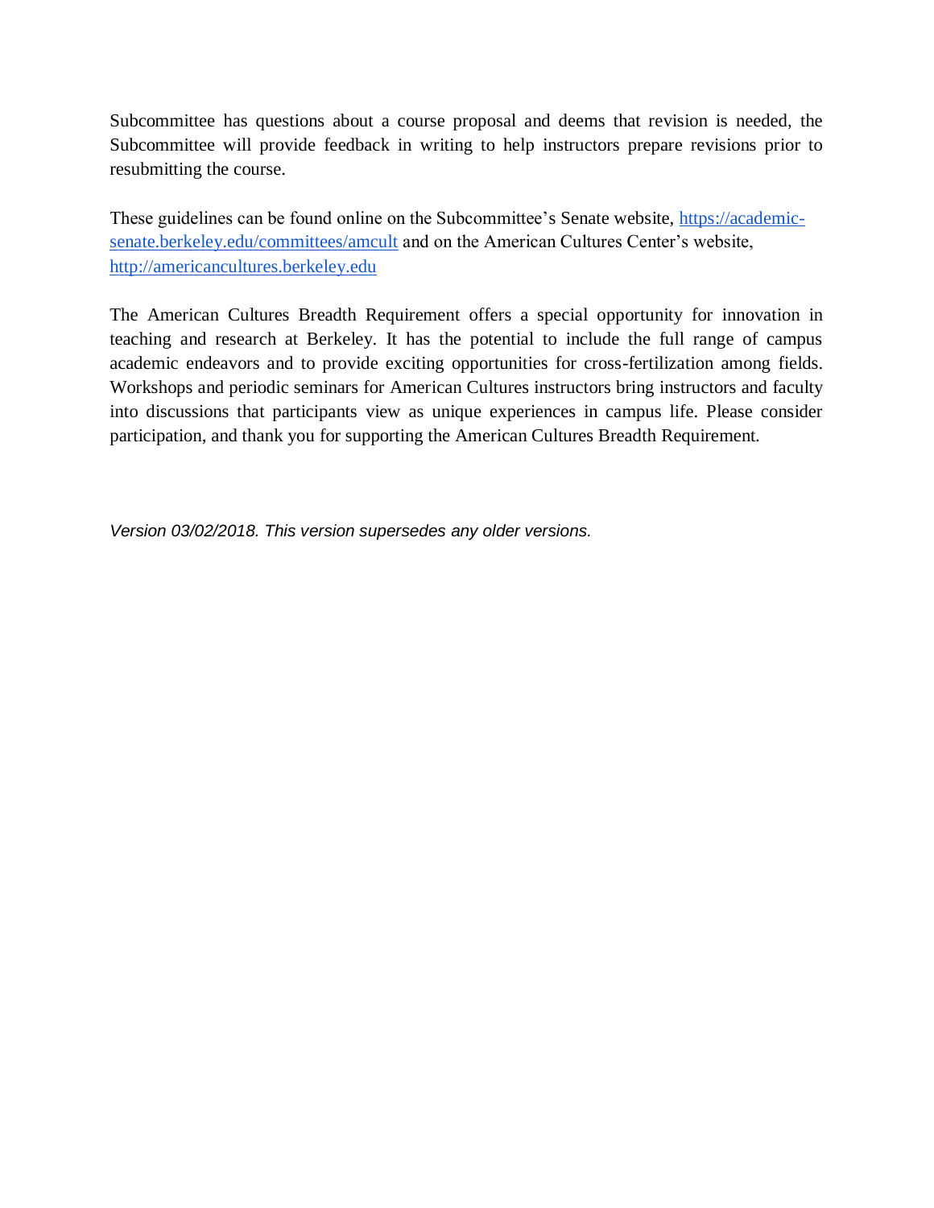Subcommittee has questions about a course proposal and deems that revision is needed, the Subcommittee will provide feedback in writing to help instructors prepare revisions prior to resubmitting the course.

These guidelines can be found online on the Subcommittee's Senate website, [https://academic-senate.berkeley.edu/committees/amcult](https://academic-senate.berkeley.edu/committees/amcult) and on the American Cultures Center's website, [http://americancultures.berkeley.edu](http://americancultures.berkeley.edu)

The American Cultures Breadth Requirement offers a special opportunity for innovation in teaching and research at Berkeley. It has the potential to include the full range of campus academic endeavors and to provide exciting opportunities for cross-fertilization among fields. Workshops and periodic seminars for American Cultures instructors bring instructors and faculty into discussions that participants view as unique experiences in campus life. Please consider participation, and thank you for supporting the American Cultures Breadth Requirement.

*Version 03/02/2018. This version supersedes any older versions.*